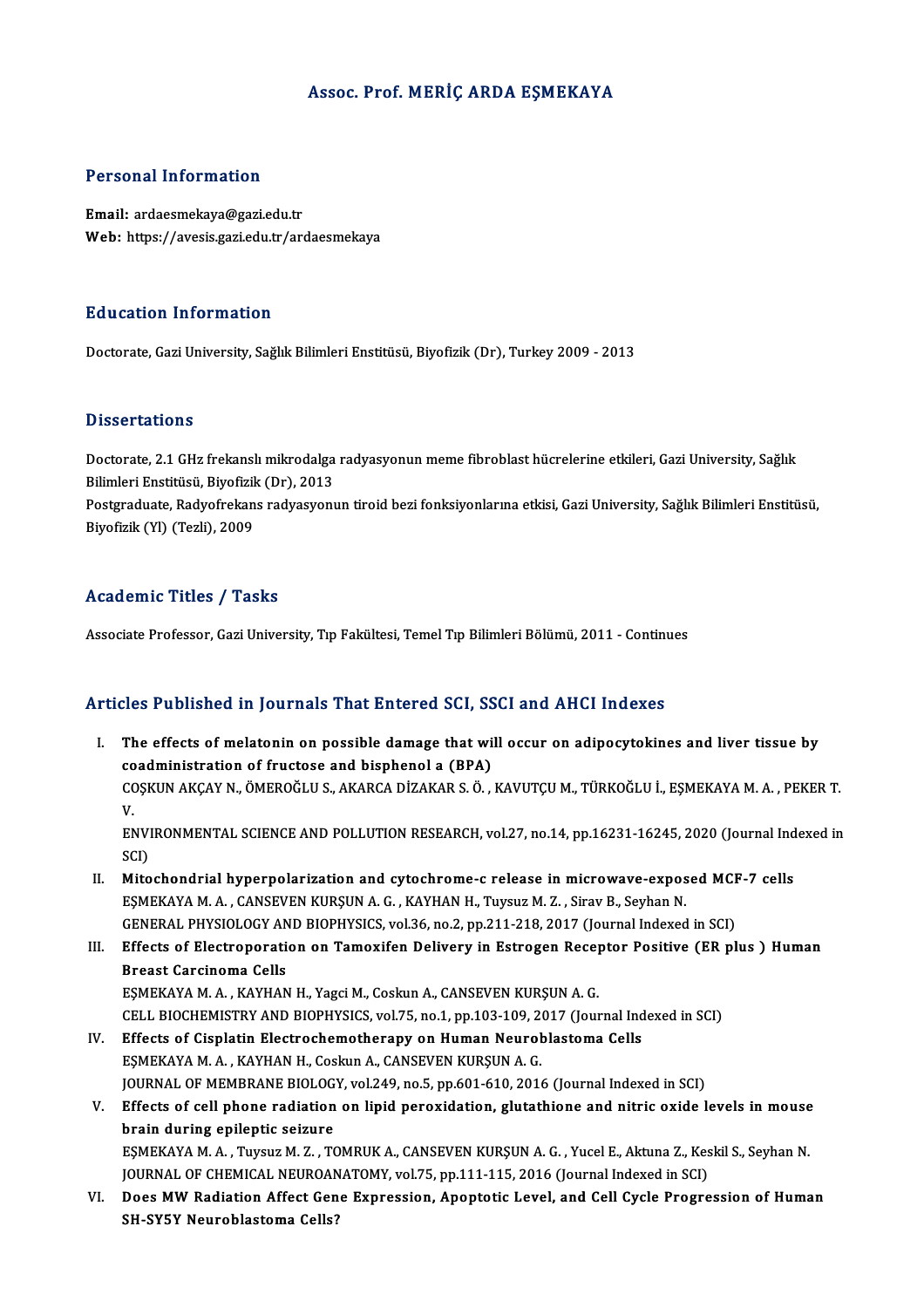# Assoc. Prof. MERİÇ ARDA EŞMEKAYA

## Personal Information

**Email:** ardaesmekaya@gazi.edu.tr
**Web:** https://avesis.gazi.edu.tr/ardaesmekaya

## Education Information

Doctorate, Gazi University, Sağlık Bilimleri Enstitüsü, Biyofizik (Dr), Turkey 2009 - 2013

## Dissertations

Doctorate, 2.1 GHz frekanslı mikrodalga radyasyonun meme fibroblast hücrelerine etkileri, Gazi University, Sağlık Bilimleri Enstitüsü, Biyofizik (Dr), 2013

Postgraduate, Radyofrekans radyasyonun tiroid bezi fonksiyonlarına etkisi, Gazi University, Sağlık Bilimleri Enstitüsü, Biyofizik (Yl) (Tezli), 2009

## Academic Titles / Tasks

Associate Professor, Gazi University, Tıp Fakültesi, Temel Tıp Bilimleri Bölümü, 2011 - Continues

## Articles Published in Journals That Entered SCI, SSCI and AHCI Indexes

I. **The effects of melatonin on possible damage that will occur on adipocytokines and liver tissue by coadministration of fructose and bisphenol a (BPA)**
COŞKUN AKÇAY N., ÖMEROĞLU S., AKARCA DİZAKAR S. Ö. , KAVUTÇU M., TÜRKOĞLU İ., EŞMEKAYA M. A. , PEKER T. V.
ENVIRONMENTAL SCIENCE AND POLLUTION RESEARCH, vol.27, no.14, pp.16231-16245, 2020 (Journal Indexed in SCI)

II. **Mitochondrial hyperpolarization and cytochrome-c release in microwave-exposed MCF-7 cells**
EŞMEKAYA M. A. , CANSEVEN KURŞUN A. G. , KAYHAN H., Tuysuz M. Z. , Sirav B., Seyhan N.
GENERAL PHYSIOLOGY AND BIOPHYSICS, vol.36, no.2, pp.211-218, 2017 (Journal Indexed in SCI)

III. **Effects of Electroporation on Tamoxifen Delivery in Estrogen Receptor Positive (ER plus ) Human Breast Carcinoma Cells**
EŞMEKAYA M. A. , KAYHAN H., Yagci M., Coskun A., CANSEVEN KURŞUN A. G.
CELL BIOCHEMISTRY AND BIOPHYSICS, vol.75, no.1, pp.103-109, 2017 (Journal Indexed in SCI)

IV. **Effects of Cisplatin Electrochemotherapy on Human Neuroblastoma Cells**
EŞMEKAYA M. A. , KAYHAN H., Coskun A., CANSEVEN KURŞUN A. G.
JOURNAL OF MEMBRANE BIOLOGY, vol.249, no.5, pp.601-610, 2016 (Journal Indexed in SCI)

V. **Effects of cell phone radiation on lipid peroxidation, glutathione and nitric oxide levels in mouse brain during epileptic seizure**
EŞMEKAYA M. A. , Tuysuz M. Z. , TOMRUK A., CANSEVEN KURŞUN A. G. , Yucel E., Aktuna Z., Keskil S., Seyhan N.
JOURNAL OF CHEMICAL NEUROANATOMY, vol.75, pp.111-115, 2016 (Journal Indexed in SCI)

VI. **Does MW Radiation Affect Gene Expression, Apoptotic Level, and Cell Cycle Progression of Human SH-SY5Y Neuroblastoma Cells?**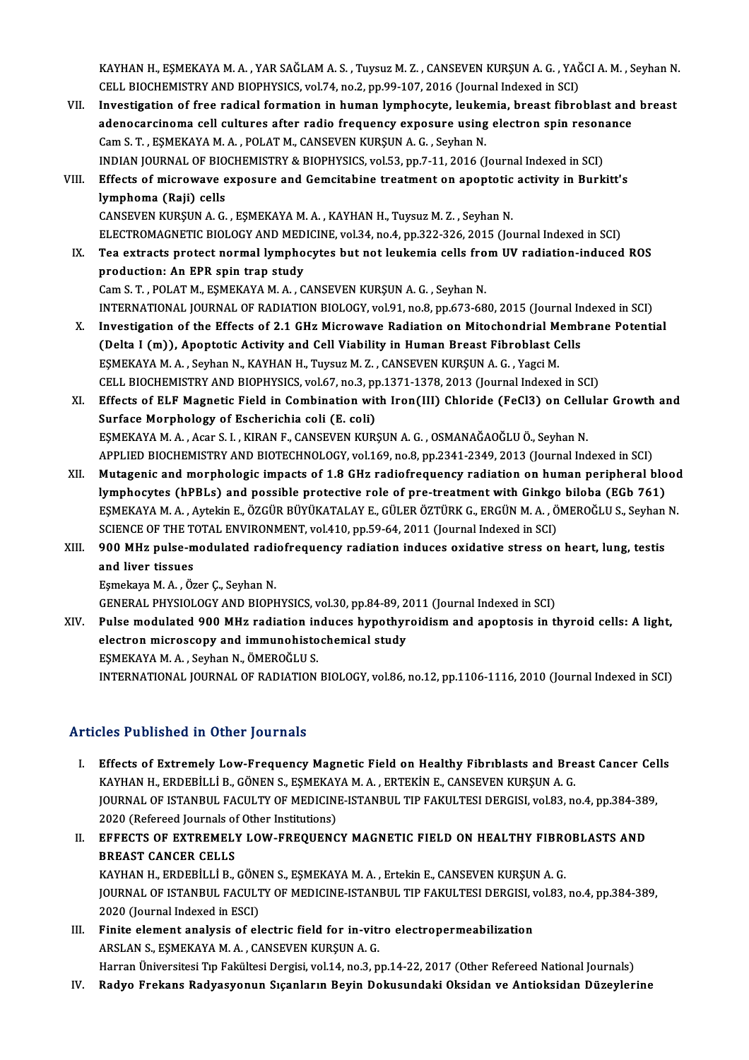KAYHAN H., EŞMEKAYA M. A. , YAR SAĞLAM A. S. , Tuysuz M. Z. , CANSEVEN KURŞUN A. G. , YAĞCI A. M. , Seyhan N.
CELL BIOCHEMISTRY AND BIOPHYSICS, vol.74, no.2, pp.99-107, 2016 (Journal Indexed in SCI)

VII. **Investigation of free radical formation in human lymphocyte, leukemia, breast fibroblast and breast adenocarcinoma cell cultures after radio frequency exposure using electron spin resonance**
Cam S. T. , EŞMEKAYA M. A. , POLAT M., CANSEVEN KURŞUN A. G. , Seyhan N.
INDIAN JOURNAL OF BIOCHEMISTRY & BIOPHYSICS, vol.53, pp.7-11, 2016 (Journal Indexed in SCI)

VIII. **Effects of microwave exposure and Gemcitabine treatment on apoptotic activity in Burkitt's lymphoma (Raji) cells**
CANSEVEN KURŞUN A. G. , EŞMEKAYA M. A. , KAYHAN H., Tuysuz M. Z. , Seyhan N.
ELECTROMAGNETIC BIOLOGY AND MEDICINE, vol.34, no.4, pp.322-326, 2015 (Journal Indexed in SCI)

IX. **Tea extracts protect normal lymphocytes but not leukemia cells from UV radiation-induced ROS production: An EPR spin trap study**
Cam S. T. , POLAT M., EŞMEKAYA M. A. , CANSEVEN KURŞUN A. G. , Seyhan N.
INTERNATIONAL JOURNAL OF RADIATION BIOLOGY, vol.91, no.8, pp.673-680, 2015 (Journal Indexed in SCI)

X. **Investigation of the Effects of 2.1 GHz Microwave Radiation on Mitochondrial Membrane Potential (Delta I (m)), Apoptotic Activity and Cell Viability in Human Breast Fibroblast Cells**
EŞMEKAYA M. A. , Seyhan N., KAYHAN H., Tuysuz M. Z. , CANSEVEN KURŞUN A. G. , Yagci M.
CELL BIOCHEMISTRY AND BIOPHYSICS, vol.67, no.3, pp.1371-1378, 2013 (Journal Indexed in SCI)

XI. **Effects of ELF Magnetic Field in Combination with Iron(III) Chloride (FeCl3) on Cellular Growth and Surface Morphology of Escherichia coli (E. coli)**
EŞMEKAYA M. A. , Acar S. I. , KIRAN F., CANSEVEN KURŞUN A. G. , OSMANAĞAOĞLU Ö., Seyhan N.
APPLIED BIOCHEMISTRY AND BIOTECHNOLOGY, vol.169, no.8, pp.2341-2349, 2013 (Journal Indexed in SCI)

XII. **Mutagenic and morphologic impacts of 1.8 GHz radiofrequency radiation on human peripheral blood lymphocytes (hPBLs) and possible protective role of pre-treatment with Ginkgo biloba (EGb 761)**
EŞMEKAYA M. A. , Aytekin E., ÖZGÜR BÜYÜKATALAY E., GÜLER ÖZTÜRK G., ERGÜN M. A. , ÖMEROĞLU S., Seyhan N.
SCIENCE OF THE TOTAL ENVIRONMENT, vol.410, pp.59-64, 2011 (Journal Indexed in SCI)

XIII. **900 MHz pulse-modulated radiofrequency radiation induces oxidative stress on heart, lung, testis and liver tissues**
Eşmekaya M. A. , Özer Ç., Seyhan N.
GENERAL PHYSIOLOGY AND BIOPHYSICS, vol.30, pp.84-89, 2011 (Journal Indexed in SCI)

XIV. **Pulse modulated 900 MHz radiation induces hypothyroidism and apoptosis in thyroid cells: A light, electron microscopy and immunohistochemical study**
EŞMEKAYA M. A. , Seyhan N., ÖMEROĞLU S.
INTERNATIONAL JOURNAL OF RADIATION BIOLOGY, vol.86, no.12, pp.1106-1116, 2010 (Journal Indexed in SCI)

## Articles Published in Other Journals

I. **Effects of Extremely Low-Frequency Magnetic Field on Healthy Fibrıblasts and Breast Cancer Cells**
KAYHAN H., ERDEBİLLİ B., GÖNEN S., EŞMEKAYA M. A. , ERTEKİN E., CANSEVEN KURŞUN A. G.
JOURNAL OF ISTANBUL FACULTY OF MEDICINE-ISTANBUL TIP FAKULTESI DERGISI, vol.83, no.4, pp.384-389, 2020 (Refereed Journals of Other Institutions)

II. **EFFECTS OF EXTREMELY LOW-FREQUENCY MAGNETIC FIELD ON HEALTHY FIBROBLASTS AND BREAST CANCER CELLS**
KAYHAN H., ERDEBİLLİ B., GÖNEN S., EŞMEKAYA M. A. , Ertekin E., CANSEVEN KURŞUN A. G.
JOURNAL OF ISTANBUL FACULTY OF MEDICINE-ISTANBUL TIP FAKULTESI DERGISI, vol.83, no.4, pp.384-389, 2020 (Journal Indexed in ESCI)

III. **Finite element analysis of electric field for in-vitro electropermeabilization**
ARSLAN S., EŞMEKAYA M. A. , CANSEVEN KURŞUN A. G.
Harran Üniversitesi Tıp Fakültesi Dergisi, vol.14, no.3, pp.14-22, 2017 (Other Refereed National Journals)

IV. **Radyo Frekans Radyasyonun Sıçanların Beyin Dokusundaki Oksidan ve Antioksidan Düzeylerine**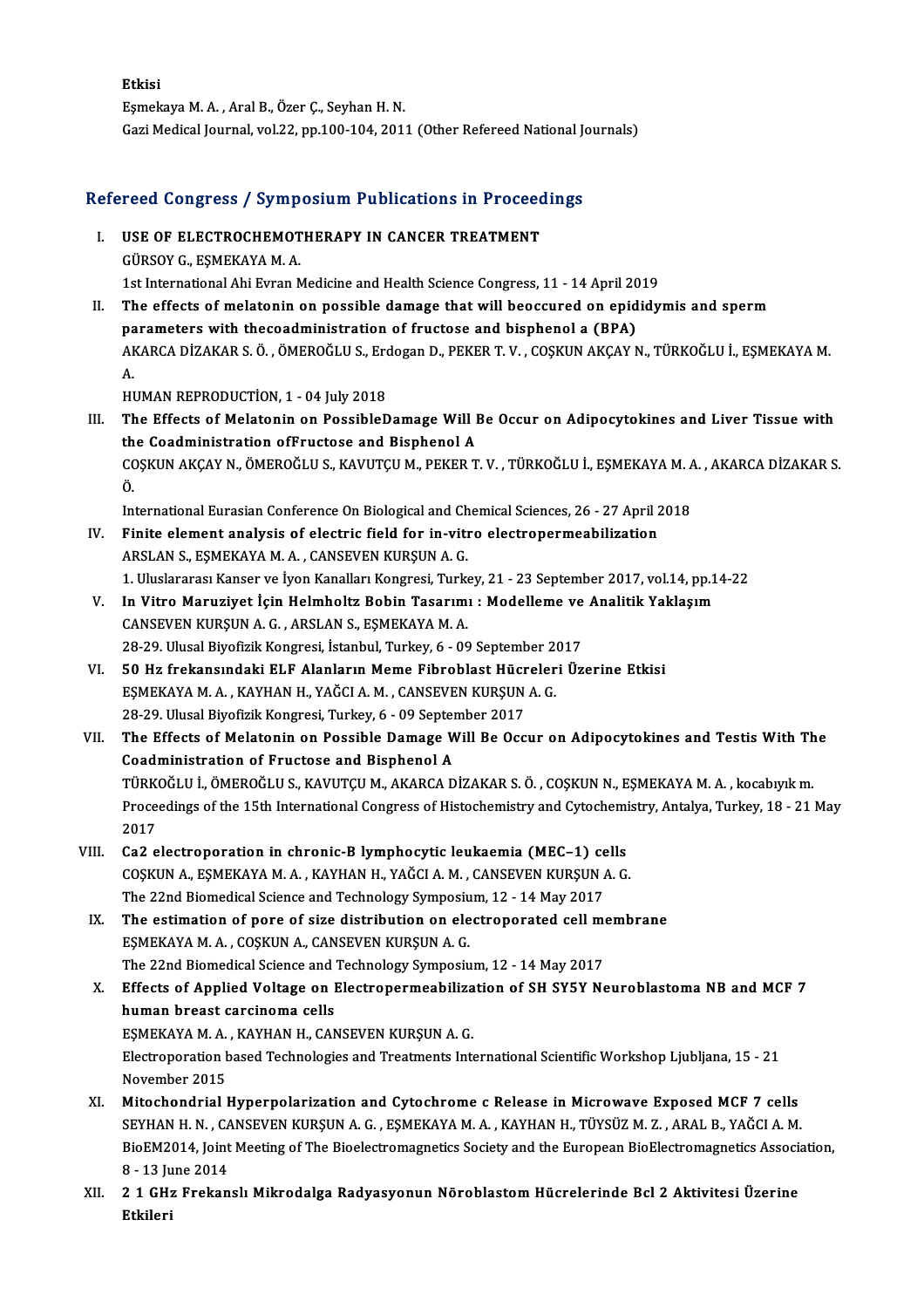Etkisi
Eşmekaya M. A. , Aral B., Özer Ç., Seyhan H. N.
Gazi Medical Journal, vol.22, pp.100-104, 2011 (Other Refereed National Journals)

## Refereed Congress / Symposium Publications in Proceedings

I. **USE OF ELECTROCHEMOTHERAPY IN CANCER TREATMENT**
GÜRSOY G., EŞMEKAYA M. A.
1st International Ahi Evran Medicine and Health Science Congress, 11 - 14 April 2019

II. **The effects of melatonin on possible damage that will beoccured on epididymis and sperm parameters with thecoadministration of fructose and bisphenol a (BPA)**
AKARCA DİZAKAR S. Ö. , ÖMEROĞLU S., Erdogan D., PEKER T. V. , COŞKUN AKÇAY N., TÜRKOĞLU İ., EŞMEKAYA M. A.
HUMAN REPRODUCTİON, 1 - 04 July 2018

III. **The Effects of Melatonin on PossibleDamage Will Be Occur on Adipocytokines and Liver Tissue with the Coadministration ofFructose and Bisphenol A**
COŞKUN AKÇAY N., ÖMEROĞLU S., KAVUTÇU M., PEKER T. V. , TÜRKOĞLU İ., EŞMEKAYA M. A. , AKARCA DİZAKAR S. Ö.
International Eurasian Conference On Biological and Chemical Sciences, 26 - 27 April 2018

IV. **Finite element analysis of electric field for in-vitro electropermeabilization**
ARSLAN S., EŞMEKAYA M. A. , CANSEVEN KURŞUN A. G.
1. Uluslararası Kanser ve İyon Kanalları Kongresi, Turkey, 21 - 23 September 2017, vol.14, pp.14-22

V. **In Vitro Maruziyet İçin Helmholtz Bobin Tasarımı : Modelleme ve Analitik Yaklaşım**
CANSEVEN KURŞUN A. G. , ARSLAN S., EŞMEKAYA M. A.
28-29. Ulusal Biyofizik Kongresi, İstanbul, Turkey, 6 - 09 September 2017

VI. **50 Hz frekansındaki ELF Alanların Meme Fibroblast Hücreleri Üzerine Etkisi**
EŞMEKAYA M. A. , KAYHAN H., YAĞCI A. M. , CANSEVEN KURŞUN A. G.
28-29. Ulusal Biyofizik Kongresi, Turkey, 6 - 09 September 2017

VII. **The Effects of Melatonin on Possible Damage Will Be Occur on Adipocytokines and Testis With The Coadministration of Fructose and Bisphenol A**
TÜRKOĞLU İ., ÖMEROĞLU S., KAVUTÇU M., AKARCA DİZAKAR S. Ö. , COŞKUN N., EŞMEKAYA M. A. , kocabıyık m.
Proceedings of the 15th International Congress of Histochemistry and Cytochemistry, Antalya, Turkey, 18 - 21 May 2017

VIII. **Ca2 electroporation in chronic-B lymphocytic leukaemia (MEC–1) cells**
COŞKUN A., EŞMEKAYA M. A. , KAYHAN H., YAĞCI A. M. , CANSEVEN KURŞUN A. G.
The 22nd Biomedical Science and Technology Symposium, 12 - 14 May 2017

IX. **The estimation of pore of size distribution on electroporated cell membrane**
EŞMEKAYA M. A. , COŞKUN A., CANSEVEN KURŞUN A. G.
The 22nd Biomedical Science and Technology Symposium, 12 - 14 May 2017

X. **Effects of Applied Voltage on Electropermeabilization of SH SY5Y Neuroblastoma NB and MCF 7 human breast carcinoma cells**
EŞMEKAYA M. A. , KAYHAN H., CANSEVEN KURŞUN A. G.
Electroporation based Technologies and Treatments International Scientific Workshop Ljubljana, 15 - 21 November 2015

XI. **Mitochondrial Hyperpolarization and Cytochrome c Release in Microwave Exposed MCF 7 cells**
SEYHAN H. N. , CANSEVEN KURŞUN A. G. , EŞMEKAYA M. A. , KAYHAN H., TÜYSÜZ M. Z. , ARAL B., YAĞCI A. M.
BioEM2014, Joint Meeting of The Bioelectromagnetics Society and the European BioElectromagnetics Association, 8 - 13 June 2014

XII. **2 1 GHz Frekanslı Mikrodalga Radyasyonun Nöroblastom Hücrelerinde Bcl 2 Aktivitesi Üzerine Etkileri**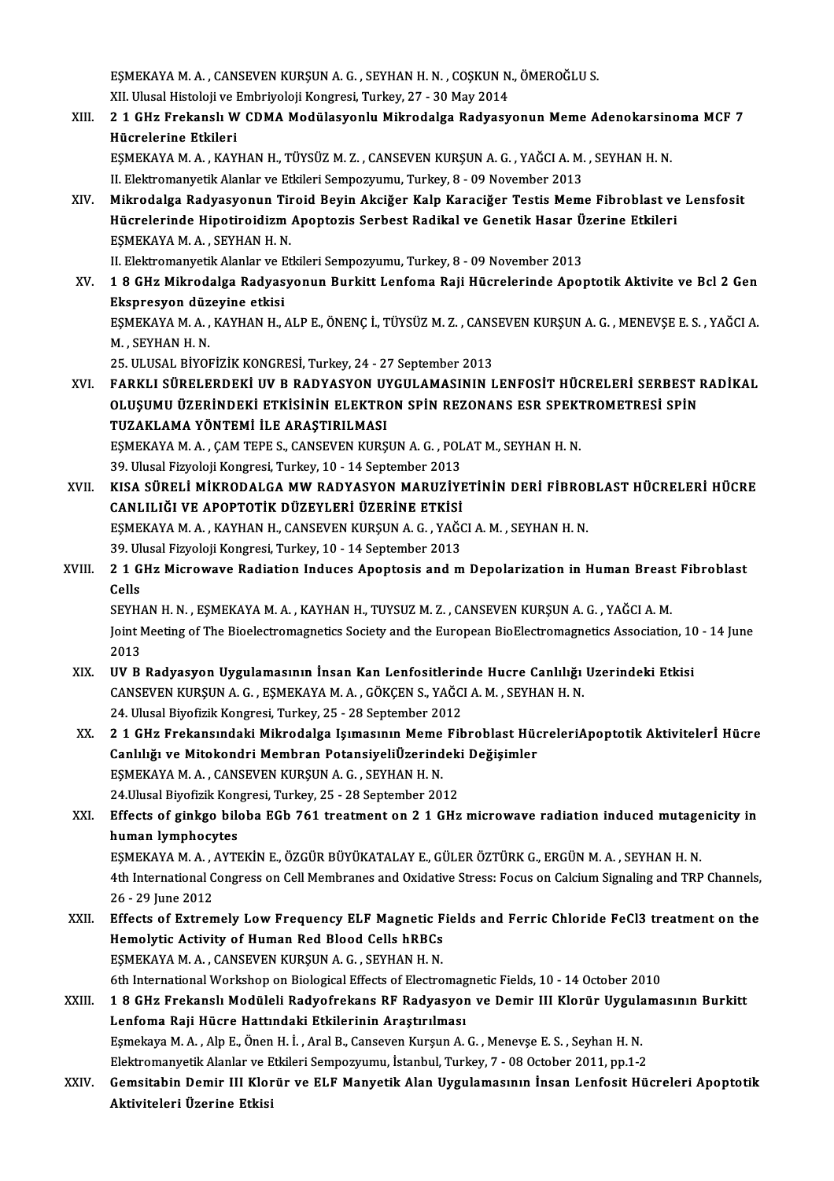EŞMEKAYA M. A. , CANSEVEN KURŞUN A. G. , SEYHAN H. N. , COŞKUN N., ÖMEROĞLU S.
XII. Ulusal Histoloji ve Embriyoloji Kongresi, Turkey, 27 - 30 May 2014

XIII. **2 1 GHz Frekanslı W CDMA Modülasyonlu Mikrodalga Radyasyonun Meme Adenokarsinoma MCF 7 Hücrelerine Etkileri**
EŞMEKAYA M. A. , KAYHAN H., TÜYSÜZ M. Z. , CANSEVEN KURŞUN A. G. , YAĞCI A. M. , SEYHAN H. N.
II. Elektromanyetik Alanlar ve Etkileri Sempozyumu, Turkey, 8 - 09 November 2013

XIV. **Mikrodalga Radyasyonun Tiroid Beyin Akciğer Kalp Karaciğer Testis Meme Fibroblast ve Lensfosit Hücrelerinde Hipotiroidizm Apoptozis Serbest Radikal ve Genetik Hasar Üzerine Etkileri**
EŞMEKAYA M. A. , SEYHAN H. N.
II. Elektromanyetik Alanlar ve Etkileri Sempozyumu, Turkey, 8 - 09 November 2013

XV. **1 8 GHz Mikrodalga Radyasyonun Burkitt Lenfoma Raji Hücrelerinde Apoptotik Aktivite ve Bcl 2 Gen Ekspresyon düzeyine etkisi**
EŞMEKAYA M. A. , KAYHAN H., ALP E., ÖNENÇ İ., TÜYSÜZ M. Z. , CANSEVEN KURŞUN A. G. , MENEVŞE E. S. , YAĞCI A. M. , SEYHAN H. N.
25. ULUSAL BİYOFİZİK KONGRESİ, Turkey, 24 - 27 September 2013

XVI. **FARKLI SÜRELERDEKİ UV B RADYASYON UYGULAMASININ LENFOSİT HÜCRELERİ SERBEST RADİKAL OLUŞUMU ÜZERİNDEKİ ETKİSİNİN ELEKTRON SPİN REZONANS ESR SPEKTROMETRESİ SPİN TUZAKLAMA YÖNTEMİ İLE ARAŞTIRILMASI**
EŞMEKAYA M. A. , ÇAM TEPE S., CANSEVEN KURŞUN A. G. , POLAT M., SEYHAN H. N.
39. Ulusal Fizyoloji Kongresi, Turkey, 10 - 14 September 2013

XVII. **KISA SÜRELİ MİKRODALGA MW RADYASYON MARUZİYETİNİN DERİ FİBROBLAST HÜCRELERİ HÜCRE CANLILIĞI VE APOPTOTİK DÜZEYLERİ ÜZERİNE ETKİSİ**
EŞMEKAYA M. A. , KAYHAN H., CANSEVEN KURŞUN A. G. , YAĞCI A. M. , SEYHAN H. N.
39. Ulusal Fizyoloji Kongresi, Turkey, 10 - 14 September 2013

XVIII. **2 1 GHz Microwave Radiation Induces Apoptosis and m Depolarization in Human Breast Fibroblast Cells**
SEYHAN H. N. , EŞMEKAYA M. A. , KAYHAN H., TUYSUZ M. Z. , CANSEVEN KURŞUN A. G. , YAĞCI A. M.
Joint Meeting of The Bioelectromagnetics Society and the European BioElectromagnetics Association, 10 - 14 June 2013

XIX. **UV B Radyasyon Uygulamasının İnsan Kan Lenfositlerinde Hucre Canlılığı Uzerindeki Etkisi**
CANSEVEN KURŞUN A. G. , EŞMEKAYA M. A. , GÖKÇEN S., YAĞCI A. M. , SEYHAN H. N.
24. Ulusal Biyofizik Kongresi, Turkey, 25 - 28 September 2012

XX. **2 1 GHz Frekansındaki Mikrodalga Işımasının Meme Fibroblast HücreleriApoptotik Aktiviteleri Hücre Canlılığı ve Mitokondri Membran PotansiyeliÜzerindeki Değişimler**
EŞMEKAYA M. A. , CANSEVEN KURŞUN A. G. , SEYHAN H. N.
24.Ulusal Biyofizik Kongresi, Turkey, 25 - 28 September 2012

XXI. **Effects of ginkgo biloba EGb 761 treatment on 2 1 GHz microwave radiation induced mutagenicity in human lymphocytes**
EŞMEKAYA M. A. , AYTEKİN E., ÖZGÜR BÜYÜKATALAY E., GÜLER ÖZTÜRK G., ERGÜN M. A. , SEYHAN H. N.
4th International Congress on Cell Membranes and Oxidative Stress: Focus on Calcium Signaling and TRP Channels, 26 - 29 June 2012

XXII. **Effects of Extremely Low Frequency ELF Magnetic Fields and Ferric Chloride FeCl3 treatment on the Hemolytic Activity of Human Red Blood Cells hRBCs**
EŞMEKAYA M. A. , CANSEVEN KURŞUN A. G. , SEYHAN H. N.
6th International Workshop on Biological Effects of Electromagnetic Fields, 10 - 14 October 2010

XXIII. **1 8 GHz Frekanslı Modüleli Radyofrekans RF Radyasyon ve Demir III Klorür Uygulamasının Burkitt Lenfoma Raji Hücre Hattındaki Etkilerinin Araştırılması**
Eşmekaya M. A. , Alp E., Önen H. İ. , Aral B., Canseven Kurşun A. G. , Menevşe E. S. , Seyhan H. N.
Elektromanyetik Alanlar ve Etkileri Sempozyumu, İstanbul, Turkey, 7 - 08 October 2011, pp.1-2

XXIV. **Gemsitabin Demir III Klorür ve ELF Manyetik Alan Uygulamasının İnsan Lenfosit Hücreleri Apoptotik Aktiviteleri Üzerine Etkisi**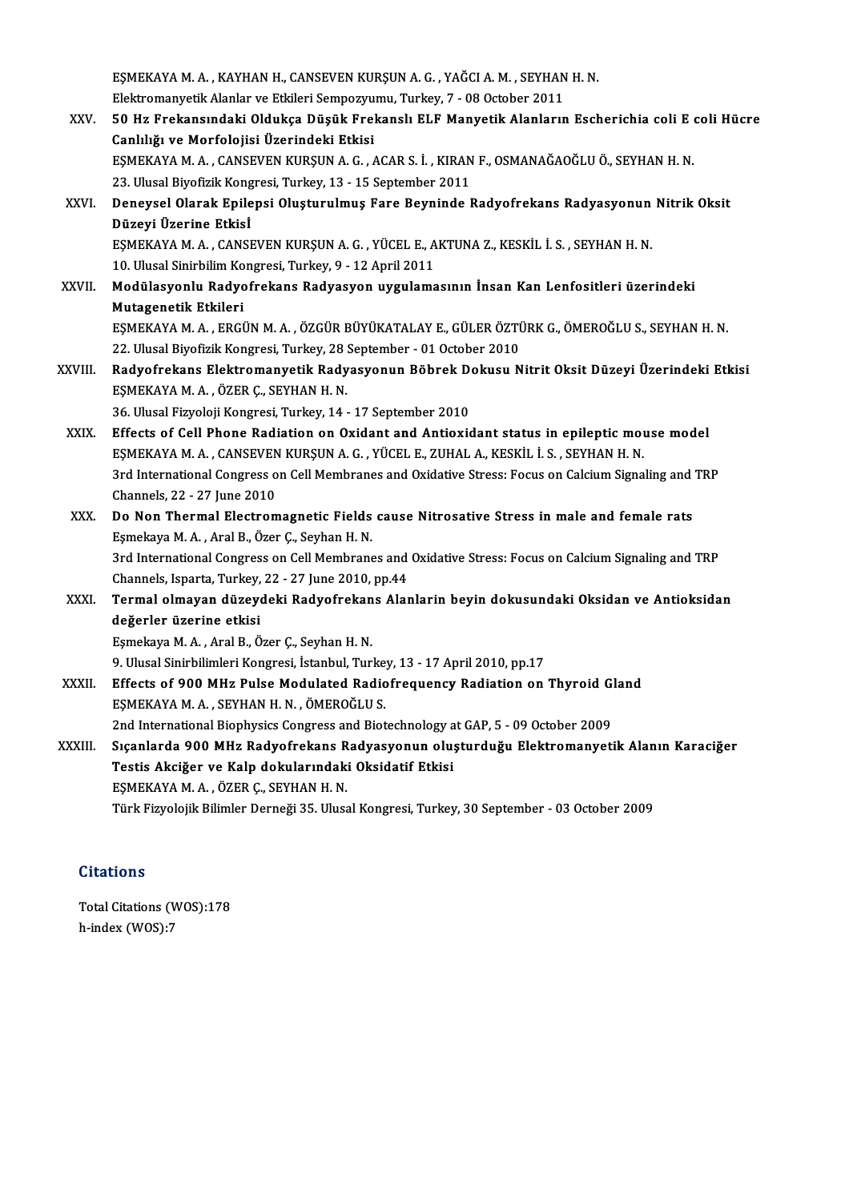EŞMEKAYA M. A. , KAYHAN H., CANSEVEN KURŞUN A. G. , YAĞCI A. M. , SEYHAN H. N.
Elektromanyetik Alanlar ve Etkileri Sempozyumu, Turkey, 7 - 08 October 2011

XXV. **50 Hz Frekansındaki Oldukça Düşük Frekanslı ELF Manyetik Alanların Escherichia coli E coli Hücre Canlılığı ve Morfolojisi Üzerindeki Etkisi**
EŞMEKAYA M. A. , CANSEVEN KURŞUN A. G. , ACAR S. İ. , KIRAN F., OSMANAĞAOĞLU Ö., SEYHAN H. N.
23. Ulusal Biyofizik Kongresi, Turkey, 13 - 15 September 2011

XXVI. **Deneysel Olarak Epilepsi Oluşturulmuş Fare Beyninde Radyofrekans Radyasyonun Nitrik Oksit Düzeyi Üzerine Etkisİ**
EŞMEKAYA M. A. , CANSEVEN KURŞUN A. G. , YÜCEL E., AKTUNA Z., KESKİL İ. S. , SEYHAN H. N.
10. Ulusal Sinirbilim Kongresi, Turkey, 9 - 12 April 2011

XXVII. **Modülasyonlu Radyofrekans Radyasyon uygulamasının İnsan Kan Lenfositleri üzerindeki Mutagenetik Etkileri**
EŞMEKAYA M. A. , ERGÜN M. A. , ÖZGÜR BÜYÜKATALAY E., GÜLER ÖZTÜRK G., ÖMEROĞLU S., SEYHAN H. N.
22. Ulusal Biyofizik Kongresi, Turkey, 28 September - 01 October 2010

XXVIII. **Radyofrekans Elektromanyetik Radyasyonun Böbrek Dokusu Nitrit Oksit Düzeyi Üzerindeki Etkisi**
EŞMEKAYA M. A. , ÖZER Ç., SEYHAN H. N.
36. Ulusal Fizyoloji Kongresi, Turkey, 14 - 17 September 2010

XXIX. **Effects of Cell Phone Radiation on Oxidant and Antioxidant status in epileptic mouse model**
EŞMEKAYA M. A. , CANSEVEN KURŞUN A. G. , YÜCEL E., ZUHAL A., KESKİL İ. S. , SEYHAN H. N.
3rd International Congress on Cell Membranes and Oxidative Stress: Focus on Calcium Signaling and TRP Channels, 22 - 27 June 2010

XXX. **Do Non Thermal Electromagnetic Fields cause Nitrosative Stress in male and female rats**
Eşmekaya M. A. , Aral B., Özer Ç., Seyhan H. N.
3rd International Congress on Cell Membranes and Oxidative Stress: Focus on Calcium Signaling and TRP Channels, Isparta, Turkey, 22 - 27 June 2010, pp.44

XXXI. **Termal olmayan düzeydeki Radyofrekans Alanlarin beyin dokusundaki Oksidan ve Antioksidan değerler üzerine etkisi**
Eşmekaya M. A. , Aral B., Özer Ç., Seyhan H. N.
9. Ulusal Sinirbilimleri Kongresi, İstanbul, Turkey, 13 - 17 April 2010, pp.17

XXXII. **Effects of 900 MHz Pulse Modulated Radiofrequency Radiation on Thyroid Gland**
EŞMEKAYA M. A. , SEYHAN H. N. , ÖMEROĞLU S.
2nd International Biophysics Congress and Biotechnology at GAP, 5 - 09 October 2009

XXXIII. **Sıçanlarda 900 MHz Radyofrekans Radyasyonun oluşturduğu Elektromanyetik Alanın Karaciğer Testis Akciğer ve Kalp dokularındaki Oksidatif Etkisi**
EŞMEKAYA M. A. , ÖZER Ç., SEYHAN H. N.
Türk Fizyolojik Bilimler Derneği 35. Ulusal Kongresi, Turkey, 30 September - 03 October 2009

## Citations

Total Citations (WOS):178
h-index (WOS):7